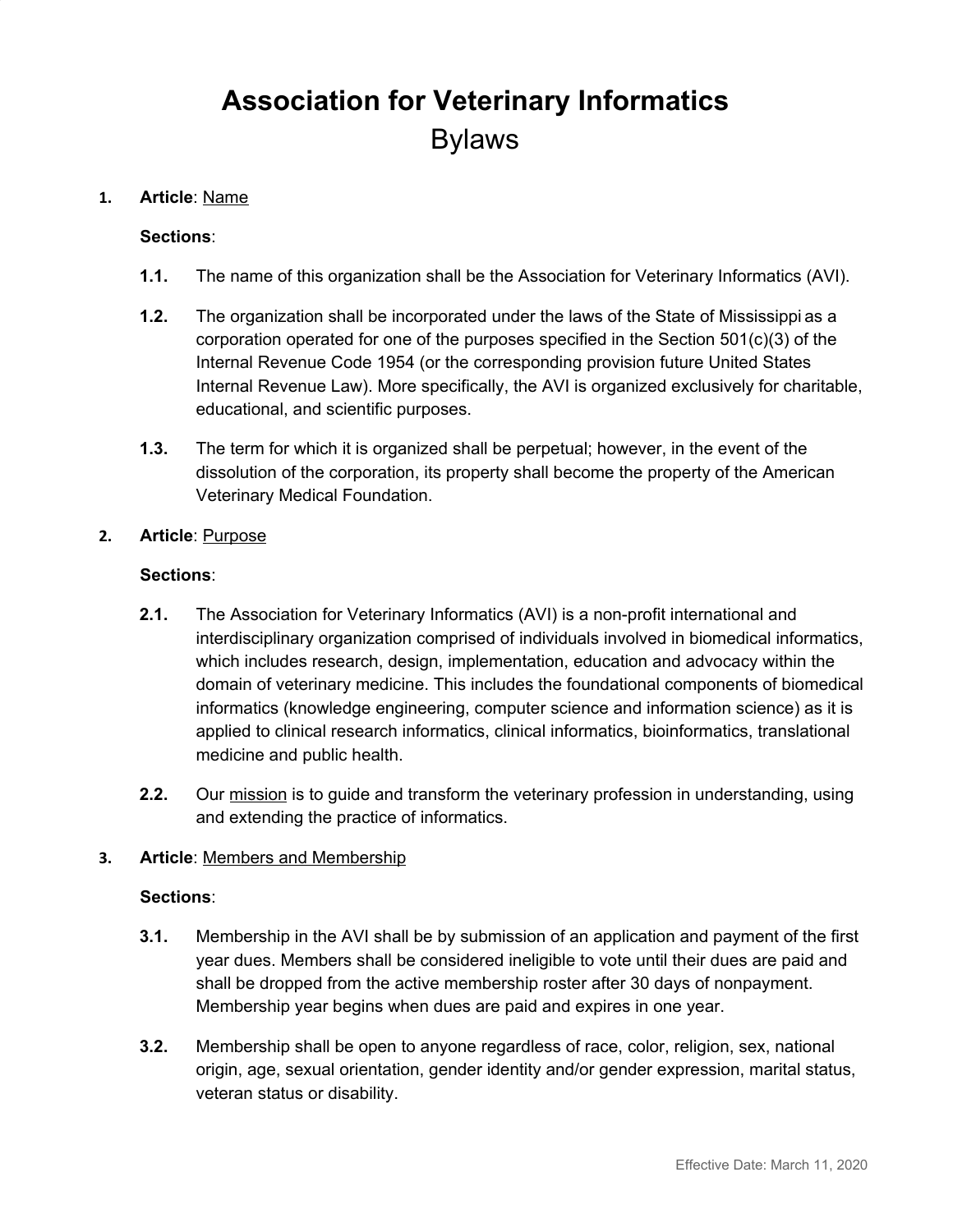# Association for Veterinary Informatics

## Bylaws

1. **Article**: Name

   **Sections**:

   **1.1.** The name of this organization shall be the Association for Veterinary Informatics (AVI).

   **1.2.** The organization shall be incorporated under the laws of the State of Mississippi as a corporation operated for one of the purposes specified in the Section 501(c)(3) of the Internal Revenue Code 1954 (or the corresponding provision future United States Internal Revenue Law). More specifically, the AVI is organized exclusively for charitable, educational, and scientific purposes.

   **1.3.** The term for which it is organized shall be perpetual; however, in the event of the dissolution of the corporation, its property shall become the property of the American Veterinary Medical Foundation.

2. **Article**: Purpose

   **Sections**:

   **2.1.** The Association for Veterinary Informatics (AVI) is a non-profit international and interdisciplinary organization comprised of individuals involved in biomedical informatics, which includes research, design, implementation, education and advocacy within the domain of veterinary medicine. This includes the foundational components of biomedical informatics (knowledge engineering, computer science and information science) as it is applied to clinical research informatics, clinical informatics, bioinformatics, translational medicine and public health.

   **2.2.** Our mission is to guide and transform the veterinary profession in understanding, using and extending the practice of informatics.

3. **Article**: Members and Membership

   **Sections**:

   **3.1.** Membership in the AVI shall be by submission of an application and payment of the first year dues. Members shall be considered ineligible to vote until their dues are paid and shall be dropped from the active membership roster after 30 days of nonpayment. Membership year begins when dues are paid and expires in one year.

   **3.2.** Membership shall be open to anyone regardless of race, color, religion, sex, national origin, age, sexual orientation, gender identity and/or gender expression, marital status, veteran status or disability.

Effective Date: March 11, 2020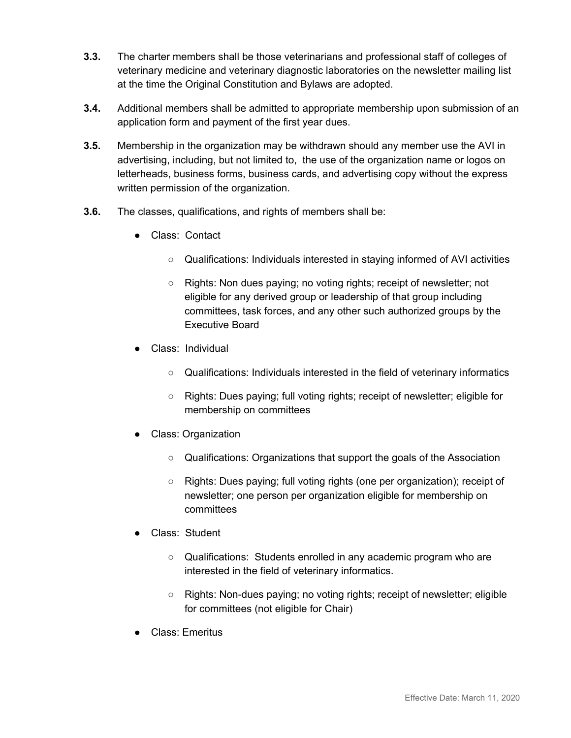**3.3.** The charter members shall be those veterinarians and professional staff of colleges of veterinary medicine and veterinary diagnostic laboratories on the newsletter mailing list at the time the Original Constitution and Bylaws are adopted.

**3.4.** Additional members shall be admitted to appropriate membership upon submission of an application form and payment of the first year dues.

**3.5.** Membership in the organization may be withdrawn should any member use the AVI in advertising, including, but not limited to, the use of the organization name or logos on letterheads, business forms, business cards, and advertising copy without the express written permission of the organization.

**3.6.** The classes, qualifications, and rights of members shall be:

- Class: Contact
  - Qualifications: Individuals interested in staying informed of AVI activities
  - Rights: Non dues paying; no voting rights; receipt of newsletter; not eligible for any derived group or leadership of that group including committees, task forces, and any other such authorized groups by the Executive Board
- Class: Individual
  - Qualifications: Individuals interested in the field of veterinary informatics
  - Rights: Dues paying; full voting rights; receipt of newsletter; eligible for membership on committees
- Class: Organization
  - Qualifications: Organizations that support the goals of the Association
  - Rights: Dues paying; full voting rights (one per organization); receipt of newsletter; one person per organization eligible for membership on committees
- Class: Student
  - Qualifications: Students enrolled in any academic program who are interested in the field of veterinary informatics.
  - Rights: Non-dues paying; no voting rights; receipt of newsletter; eligible for committees (not eligible for Chair)
- Class: Emeritus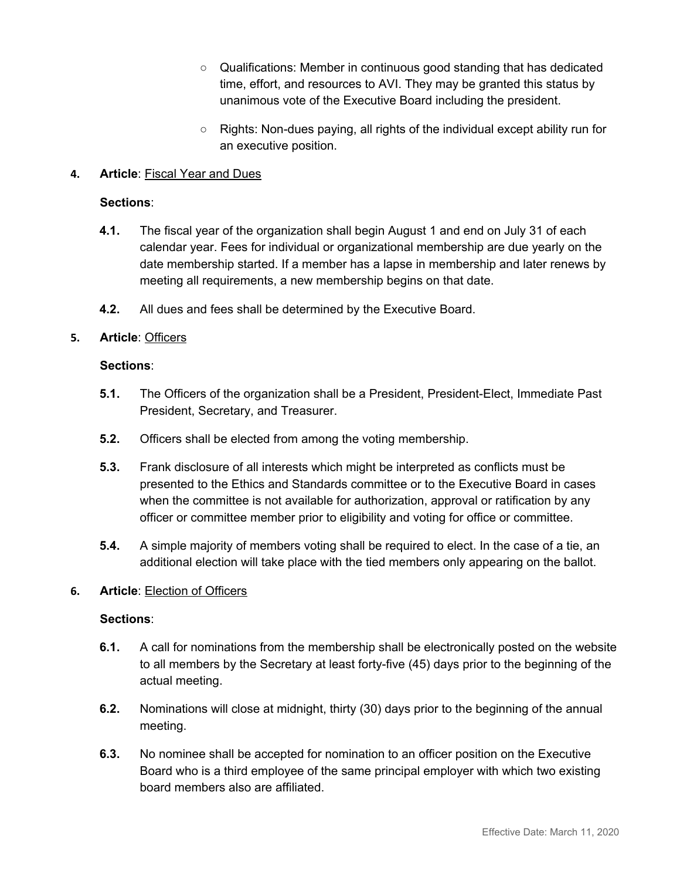- Qualifications: Member in continuous good standing that has dedicated time, effort, and resources to AVI. They may be granted this status by unanimous vote of the Executive Board including the president.

- Rights: Non-dues paying, all rights of the individual except ability run for an executive position.

**4. Article**: Fiscal Year and Dues

**Sections**:

**4.1.** The fiscal year of the organization shall begin August 1 and end on July 31 of each calendar year. Fees for individual or organizational membership are due yearly on the date membership started. If a member has a lapse in membership and later renews by meeting all requirements, a new membership begins on that date.

**4.2.** All dues and fees shall be determined by the Executive Board.

**5. Article**: Officers

**Sections**:

**5.1.** The Officers of the organization shall be a President, President-Elect, Immediate Past President, Secretary, and Treasurer.

**5.2.** Officers shall be elected from among the voting membership.

**5.3.** Frank disclosure of all interests which might be interpreted as conflicts must be presented to the Ethics and Standards committee or to the Executive Board in cases when the committee is not available for authorization, approval or ratification by any officer or committee member prior to eligibility and voting for office or committee.

**5.4.** A simple majority of members voting shall be required to elect. In the case of a tie, an additional election will take place with the tied members only appearing on the ballot.

**6. Article**: Election of Officers

**Sections**:

**6.1.** A call for nominations from the membership shall be electronically posted on the website to all members by the Secretary at least forty-five (45) days prior to the beginning of the actual meeting.

**6.2.** Nominations will close at midnight, thirty (30) days prior to the beginning of the annual meeting.

**6.3.** No nominee shall be accepted for nomination to an officer position on the Executive Board who is a third employee of the same principal employer with which two existing board members also are affiliated.

Effective Date: March 11, 2020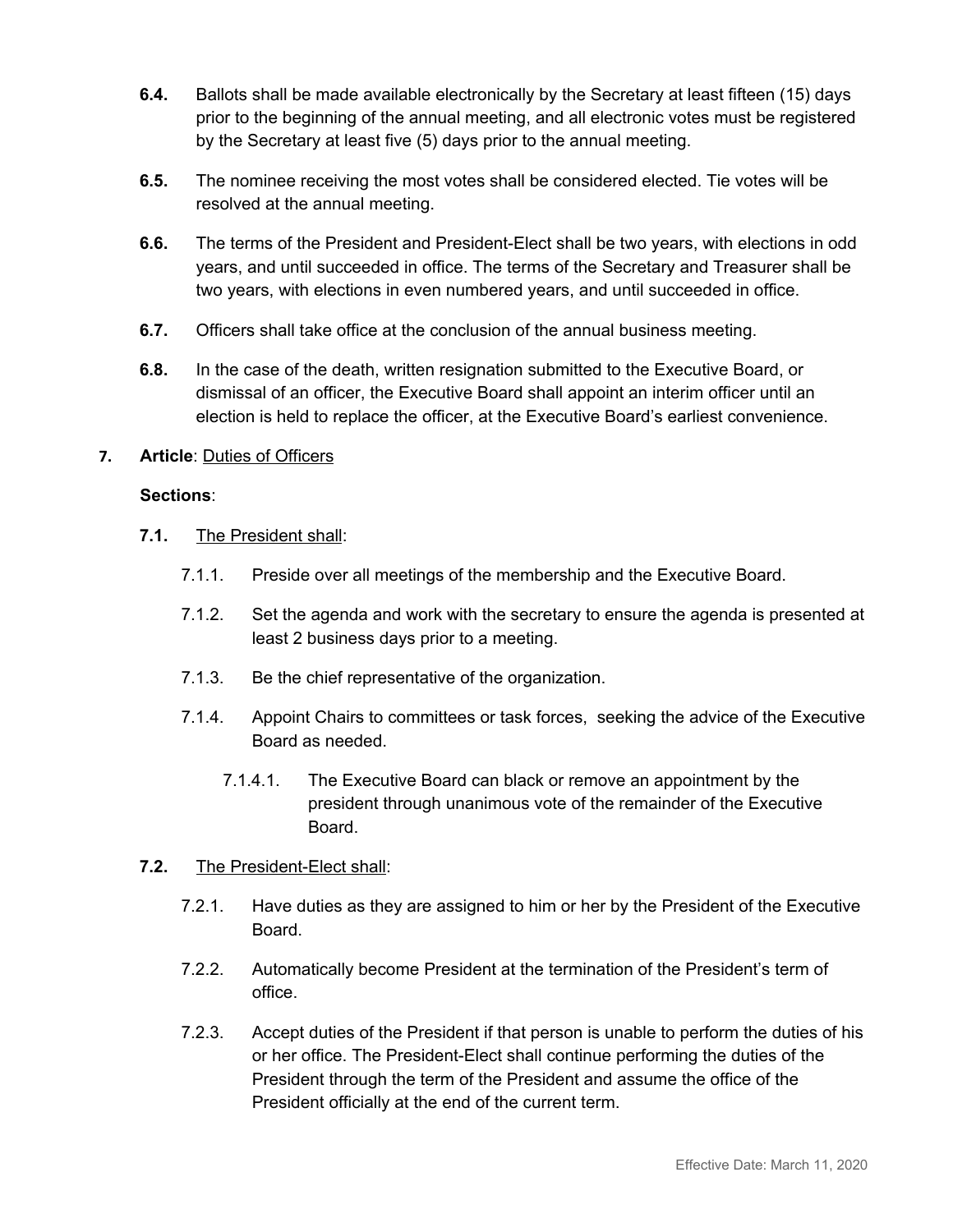**6.4.** Ballots shall be made available electronically by the Secretary at least fifteen (15) days prior to the beginning of the annual meeting, and all electronic votes must be registered by the Secretary at least five (5) days prior to the annual meeting.

**6.5.** The nominee receiving the most votes shall be considered elected. Tie votes will be resolved at the annual meeting.

**6.6.** The terms of the President and President-Elect shall be two years, with elections in odd years, and until succeeded in office. The terms of the Secretary and Treasurer shall be two years, with elections in even numbered years, and until succeeded in office.

**6.7.** Officers shall take office at the conclusion of the annual business meeting.

**6.8.** In the case of the death, written resignation submitted to the Executive Board, or dismissal of an officer, the Executive Board shall appoint an interim officer until an election is held to replace the officer, at the Executive Board's earliest convenience.

**7. Article**: Duties of Officers

**Sections**:

**7.1.** The President shall:

7.1.1. Preside over all meetings of the membership and the Executive Board.

7.1.2. Set the agenda and work with the secretary to ensure the agenda is presented at least 2 business days prior to a meeting.

7.1.3. Be the chief representative of the organization.

7.1.4. Appoint Chairs to committees or task forces, seeking the advice of the Executive Board as needed.

7.1.4.1. The Executive Board can black or remove an appointment by the president through unanimous vote of the remainder of the Executive Board.

**7.2.** The President-Elect shall:

7.2.1. Have duties as they are assigned to him or her by the President of the Executive Board.

7.2.2. Automatically become President at the termination of the President's term of office.

7.2.3. Accept duties of the President if that person is unable to perform the duties of his or her office. The President-Elect shall continue performing the duties of the President through the term of the President and assume the office of the President officially at the end of the current term.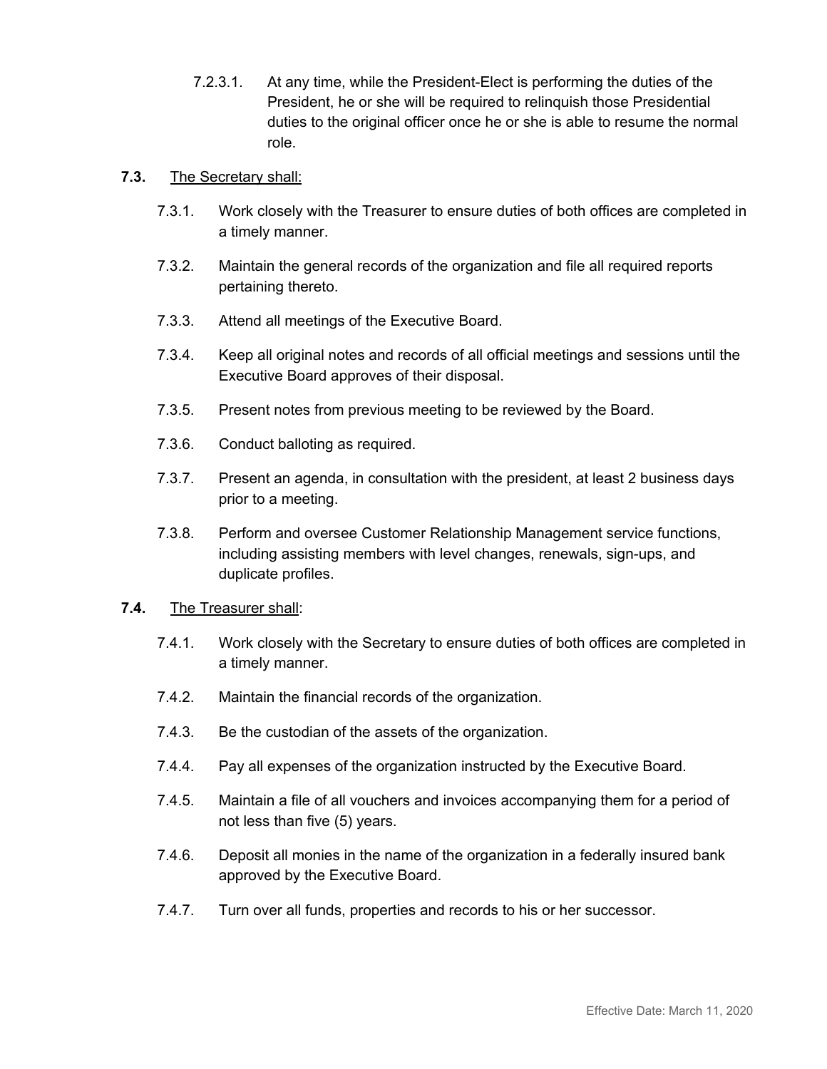7.2.3.1. At any time, while the President-Elect is performing the duties of the President, he or she will be required to relinquish those Presidential duties to the original officer once he or she is able to resume the normal role.

**7.3.** The Secretary shall:

7.3.1. Work closely with the Treasurer to ensure duties of both offices are completed in a timely manner.

7.3.2. Maintain the general records of the organization and file all required reports pertaining thereto.

7.3.3. Attend all meetings of the Executive Board.

7.3.4. Keep all original notes and records of all official meetings and sessions until the Executive Board approves of their disposal.

7.3.5. Present notes from previous meeting to be reviewed by the Board.

7.3.6. Conduct balloting as required.

7.3.7. Present an agenda, in consultation with the president, at least 2 business days prior to a meeting.

7.3.8. Perform and oversee Customer Relationship Management service functions, including assisting members with level changes, renewals, sign-ups, and duplicate profiles.

**7.4.** The Treasurer shall:

7.4.1. Work closely with the Secretary to ensure duties of both offices are completed in a timely manner.

7.4.2. Maintain the financial records of the organization.

7.4.3. Be the custodian of the assets of the organization.

7.4.4. Pay all expenses of the organization instructed by the Executive Board.

7.4.5. Maintain a file of all vouchers and invoices accompanying them for a period of not less than five (5) years.

7.4.6. Deposit all monies in the name of the organization in a federally insured bank approved by the Executive Board.

7.4.7. Turn over all funds, properties and records to his or her successor.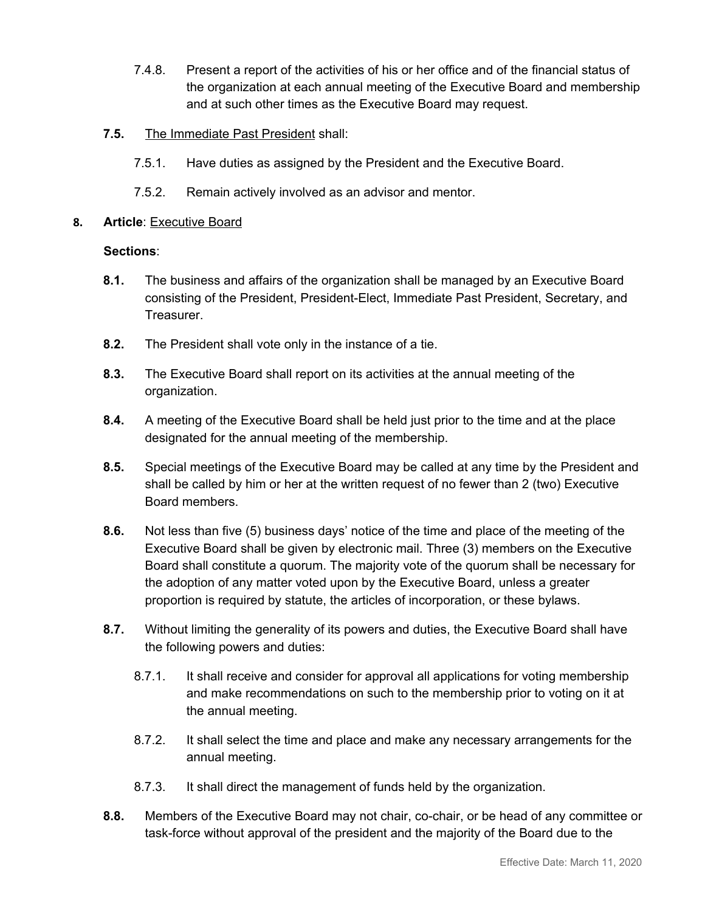7.4.8. Present a report of the activities of his or her office and of the financial status of the organization at each annual meeting of the Executive Board and membership and at such other times as the Executive Board may request.

**7.5.** The Immediate Past President shall:

7.5.1. Have duties as assigned by the President and the Executive Board.

7.5.2. Remain actively involved as an advisor and mentor.

**8. Article**: Executive Board

**Sections**:

**8.1.** The business and affairs of the organization shall be managed by an Executive Board consisting of the President, President-Elect, Immediate Past President, Secretary, and Treasurer.

**8.2.** The President shall vote only in the instance of a tie.

**8.3.** The Executive Board shall report on its activities at the annual meeting of the organization.

**8.4.** A meeting of the Executive Board shall be held just prior to the time and at the place designated for the annual meeting of the membership.

**8.5.** Special meetings of the Executive Board may be called at any time by the President and shall be called by him or her at the written request of no fewer than 2 (two) Executive Board members.

**8.6.** Not less than five (5) business days' notice of the time and place of the meeting of the Executive Board shall be given by electronic mail. Three (3) members on the Executive Board shall constitute a quorum. The majority vote of the quorum shall be necessary for the adoption of any matter voted upon by the Executive Board, unless a greater proportion is required by statute, the articles of incorporation, or these bylaws.

**8.7.** Without limiting the generality of its powers and duties, the Executive Board shall have the following powers and duties:

8.7.1. It shall receive and consider for approval all applications for voting membership and make recommendations on such to the membership prior to voting on it at the annual meeting.

8.7.2. It shall select the time and place and make any necessary arrangements for the annual meeting.

8.7.3. It shall direct the management of funds held by the organization.

**8.8.** Members of the Executive Board may not chair, co-chair, or be head of any committee or task-force without approval of the president and the majority of the Board due to the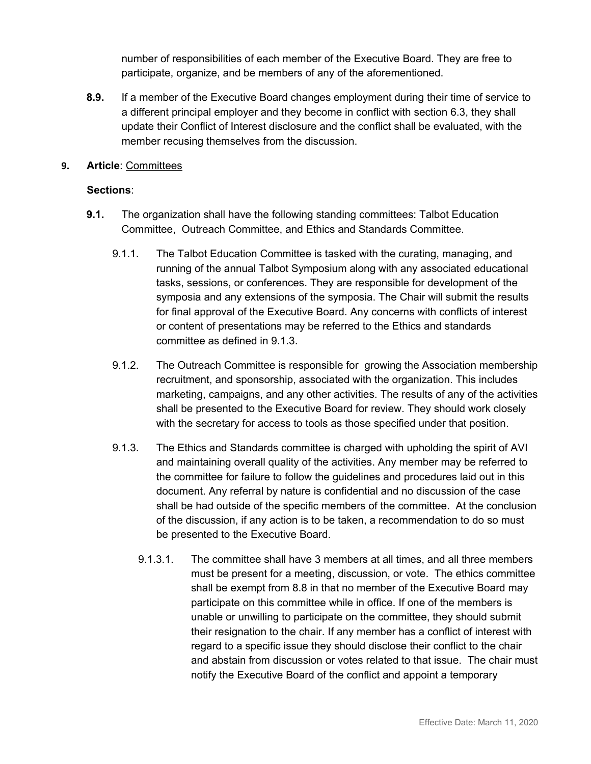number of responsibilities of each member of the Executive Board. They are free to participate, organize, and be members of any of the aforementioned.

**8.9.** If a member of the Executive Board changes employment during their time of service to a different principal employer and they become in conflict with section 6.3, they shall update their Conflict of Interest disclosure and the conflict shall be evaluated, with the member recusing themselves from the discussion.

**9. Article**: Committees

**Sections**:

**9.1.** The organization shall have the following standing committees: Talbot Education Committee, Outreach Committee, and Ethics and Standards Committee.

9.1.1. The Talbot Education Committee is tasked with the curating, managing, and running of the annual Talbot Symposium along with any associated educational tasks, sessions, or conferences. They are responsible for development of the symposia and any extensions of the symposia. The Chair will submit the results for final approval of the Executive Board. Any concerns with conflicts of interest or content of presentations may be referred to the Ethics and standards committee as defined in 9.1.3.

9.1.2. The Outreach Committee is responsible for growing the Association membership recruitment, and sponsorship, associated with the organization. This includes marketing, campaigns, and any other activities. The results of any of the activities shall be presented to the Executive Board for review. They should work closely with the secretary for access to tools as those specified under that position.

9.1.3. The Ethics and Standards committee is charged with upholding the spirit of AVI and maintaining overall quality of the activities. Any member may be referred to the committee for failure to follow the guidelines and procedures laid out in this document. Any referral by nature is confidential and no discussion of the case shall be had outside of the specific members of the committee. At the conclusion of the discussion, if any action is to be taken, a recommendation to do so must be presented to the Executive Board.

9.1.3.1. The committee shall have 3 members at all times, and all three members must be present for a meeting, discussion, or vote. The ethics committee shall be exempt from 8.8 in that no member of the Executive Board may participate on this committee while in office. If one of the members is unable or unwilling to participate on the committee, they should submit their resignation to the chair. If any member has a conflict of interest with regard to a specific issue they should disclose their conflict to the chair and abstain from discussion or votes related to that issue. The chair must notify the Executive Board of the conflict and appoint a temporary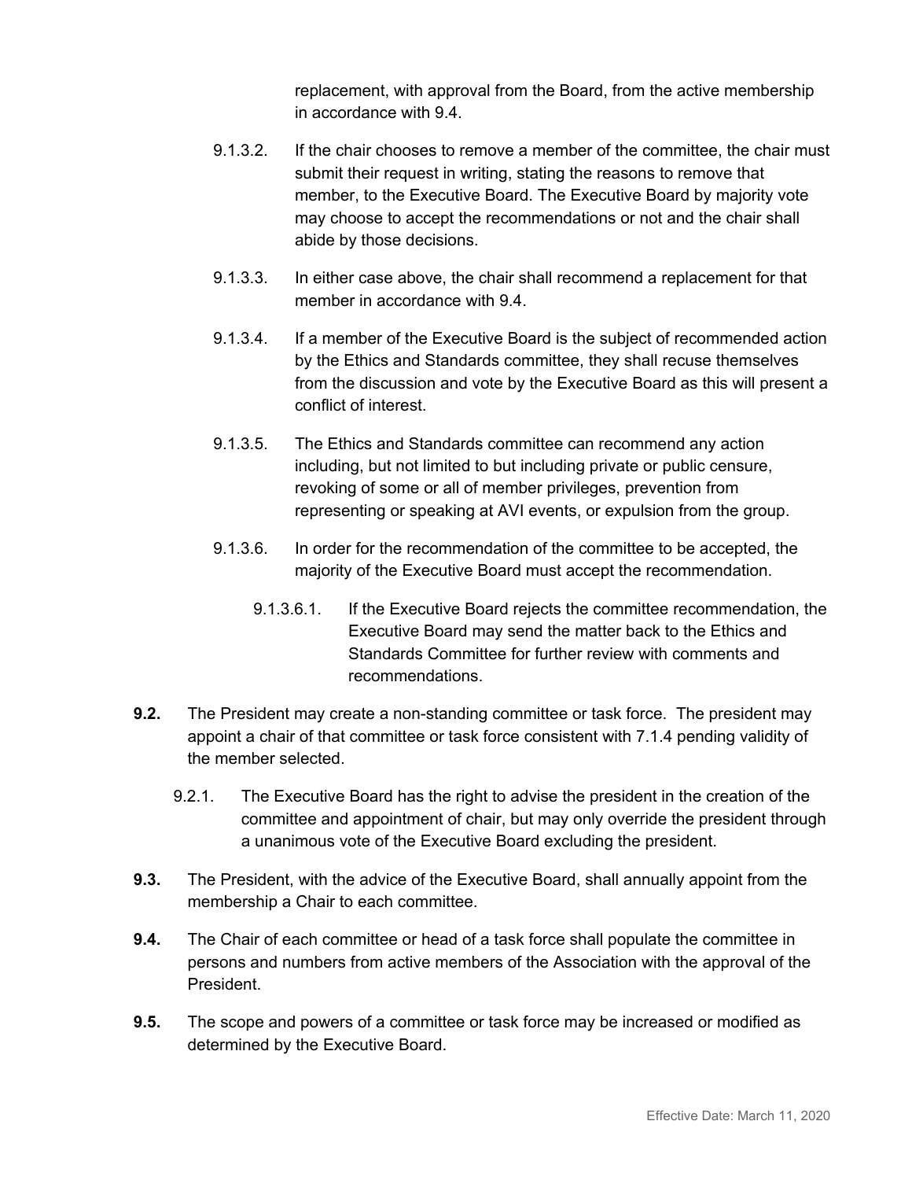replacement, with approval from the Board, from the active membership in accordance with 9.4.

9.1.3.2. If the chair chooses to remove a member of the committee, the chair must submit their request in writing, stating the reasons to remove that member, to the Executive Board. The Executive Board by majority vote may choose to accept the recommendations or not and the chair shall abide by those decisions.

9.1.3.3. In either case above, the chair shall recommend a replacement for that member in accordance with 9.4.

9.1.3.4. If a member of the Executive Board is the subject of recommended action by the Ethics and Standards committee, they shall recuse themselves from the discussion and vote by the Executive Board as this will present a conflict of interest.

9.1.3.5. The Ethics and Standards committee can recommend any action including, but not limited to but including private or public censure, revoking of some or all of member privileges, prevention from representing or speaking at AVI events, or expulsion from the group.

9.1.3.6. In order for the recommendation of the committee to be accepted, the majority of the Executive Board must accept the recommendation.

9.1.3.6.1. If the Executive Board rejects the committee recommendation, the Executive Board may send the matter back to the Ethics and Standards Committee for further review with comments and recommendations.

**9.2.** The President may create a non-standing committee or task force. The president may appoint a chair of that committee or task force consistent with 7.1.4 pending validity of the member selected.

9.2.1. The Executive Board has the right to advise the president in the creation of the committee and appointment of chair, but may only override the president through a unanimous vote of the Executive Board excluding the president.

**9.3.** The President, with the advice of the Executive Board, shall annually appoint from the membership a Chair to each committee.

**9.4.** The Chair of each committee or head of a task force shall populate the committee in persons and numbers from active members of the Association with the approval of the President.

**9.5.** The scope and powers of a committee or task force may be increased or modified as determined by the Executive Board.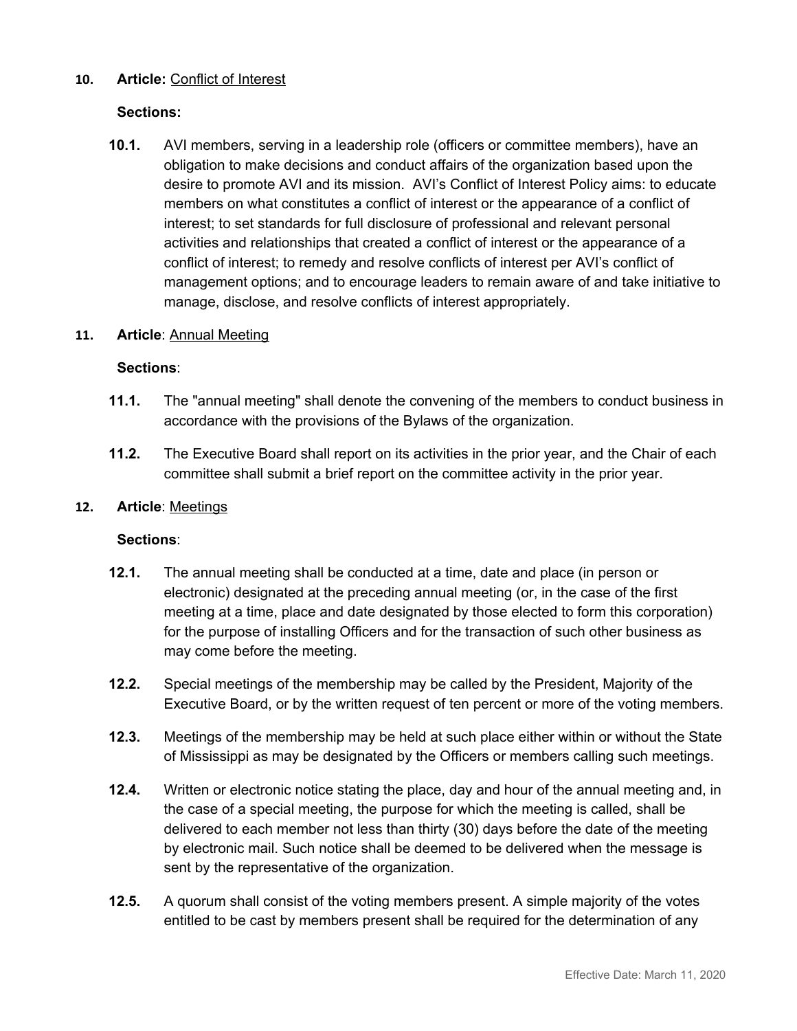**10. Article:** Conflict of Interest

**Sections:**

**10.1.** AVI members, serving in a leadership role (officers or committee members), have an obligation to make decisions and conduct affairs of the organization based upon the desire to promote AVI and its mission. AVI's Conflict of Interest Policy aims: to educate members on what constitutes a conflict of interest or the appearance of a conflict of interest; to set standards for full disclosure of professional and relevant personal activities and relationships that created a conflict of interest or the appearance of a conflict of interest; to remedy and resolve conflicts of interest per AVI's conflict of management options; and to encourage leaders to remain aware of and take initiative to manage, disclose, and resolve conflicts of interest appropriately.

**11. Article**: Annual Meeting

**Sections**:

**11.1.** The "annual meeting" shall denote the convening of the members to conduct business in accordance with the provisions of the Bylaws of the organization.

**11.2.** The Executive Board shall report on its activities in the prior year, and the Chair of each committee shall submit a brief report on the committee activity in the prior year.

**12. Article**: Meetings

**Sections**:

**12.1.** The annual meeting shall be conducted at a time, date and place (in person or electronic) designated at the preceding annual meeting (or, in the case of the first meeting at a time, place and date designated by those elected to form this corporation) for the purpose of installing Officers and for the transaction of such other business as may come before the meeting.

**12.2.** Special meetings of the membership may be called by the President, Majority of the Executive Board, or by the written request of ten percent or more of the voting members.

**12.3.** Meetings of the membership may be held at such place either within or without the State of Mississippi as may be designated by the Officers or members calling such meetings.

**12.4.** Written or electronic notice stating the place, day and hour of the annual meeting and, in the case of a special meeting, the purpose for which the meeting is called, shall be delivered to each member not less than thirty (30) days before the date of the meeting by electronic mail. Such notice shall be deemed to be delivered when the message is sent by the representative of the organization.

**12.5.** A quorum shall consist of the voting members present. A simple majority of the votes entitled to be cast by members present shall be required for the determination of any

Effective Date: March 11, 2020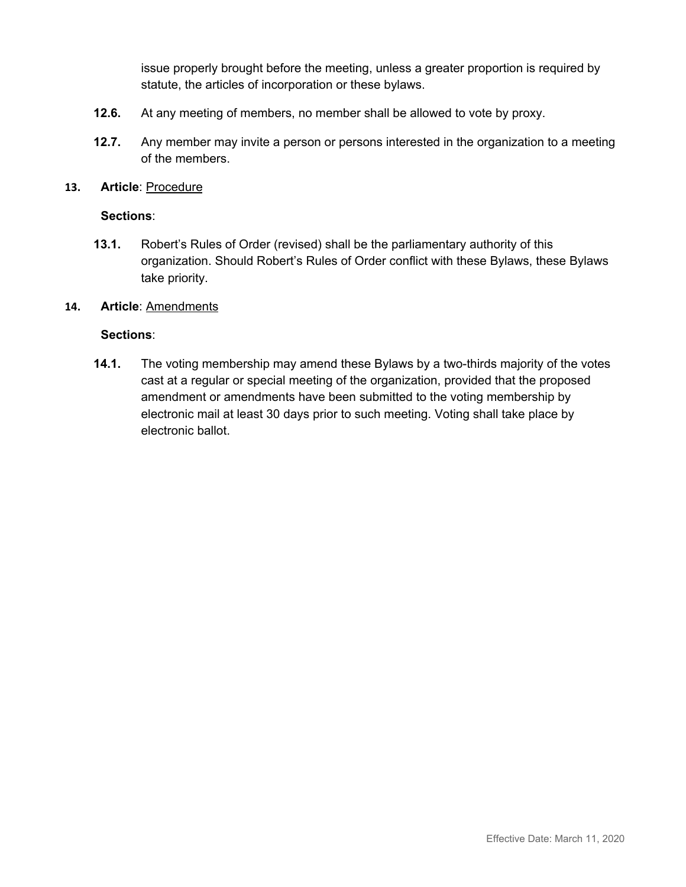issue properly brought before the meeting, unless a greater proportion is required by statute, the articles of incorporation or these bylaws.

**12.6.** At any meeting of members, no member shall be allowed to vote by proxy.

**12.7.** Any member may invite a person or persons interested in the organization to a meeting of the members.

## 13. **Article**: Procedure

**Sections**:

**13.1.** Robert's Rules of Order (revised) shall be the parliamentary authority of this organization. Should Robert's Rules of Order conflict with these Bylaws, these Bylaws take priority.

## 14. **Article**: Amendments

**Sections**:

**14.1.** The voting membership may amend these Bylaws by a two-thirds majority of the votes cast at a regular or special meeting of the organization, provided that the proposed amendment or amendments have been submitted to the voting membership by electronic mail at least 30 days prior to such meeting. Voting shall take place by electronic ballot.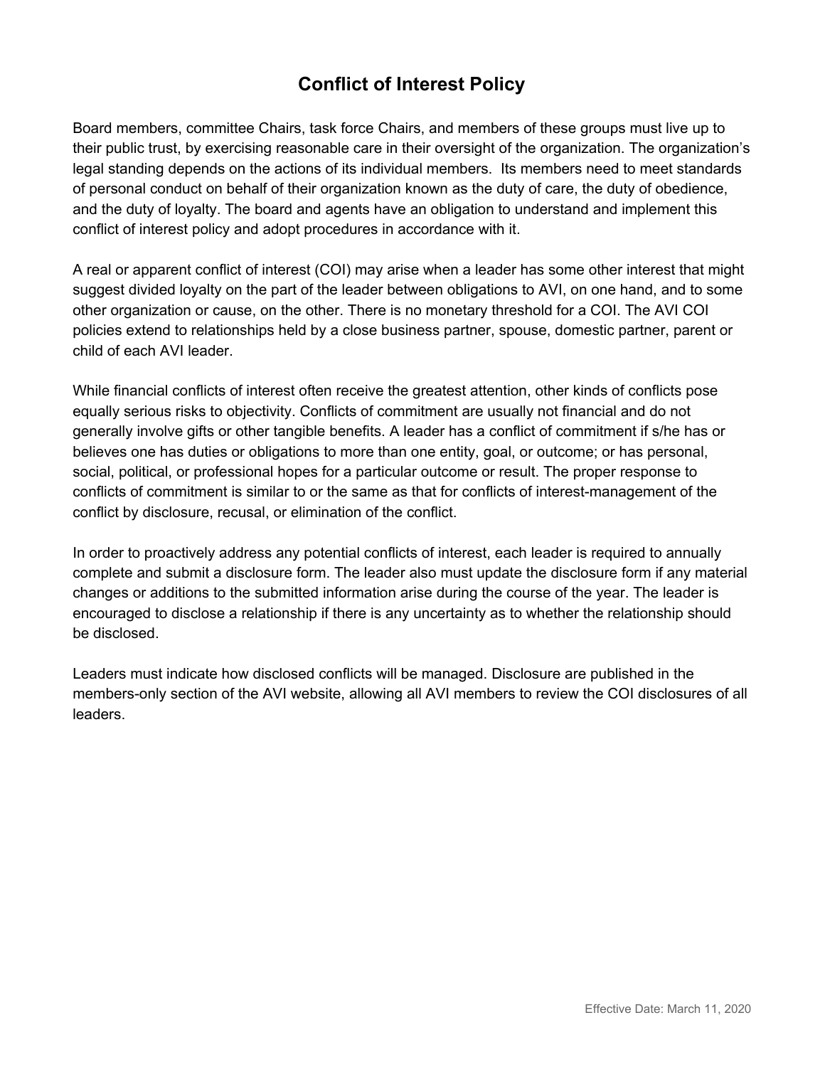# Conflict of Interest Policy

Board members, committee Chairs, task force Chairs, and members of these groups must live up to their public trust, by exercising reasonable care in their oversight of the organization. The organization's legal standing depends on the actions of its individual members.  Its members need to meet standards of personal conduct on behalf of their organization known as the duty of care, the duty of obedience, and the duty of loyalty. The board and agents have an obligation to understand and implement this conflict of interest policy and adopt procedures in accordance with it.

A real or apparent conflict of interest (COI) may arise when a leader has some other interest that might suggest divided loyalty on the part of the leader between obligations to AVI, on one hand, and to some other organization or cause, on the other. There is no monetary threshold for a COI. The AVI COI policies extend to relationships held by a close business partner, spouse, domestic partner, parent or child of each AVI leader.

While financial conflicts of interest often receive the greatest attention, other kinds of conflicts pose equally serious risks to objectivity. Conflicts of commitment are usually not financial and do not generally involve gifts or other tangible benefits. A leader has a conflict of commitment if s/he has or believes one has duties or obligations to more than one entity, goal, or outcome; or has personal, social, political, or professional hopes for a particular outcome or result. The proper response to conflicts of commitment is similar to or the same as that for conflicts of interest-management of the conflict by disclosure, recusal, or elimination of the conflict.

In order to proactively address any potential conflicts of interest, each leader is required to annually complete and submit a disclosure form. The leader also must update the disclosure form if any material changes or additions to the submitted information arise during the course of the year. The leader is encouraged to disclose a relationship if there is any uncertainty as to whether the relationship should be disclosed.

Leaders must indicate how disclosed conflicts will be managed. Disclosure are published in the members-only section of the AVI website, allowing all AVI members to review the COI disclosures of all leaders.

Effective Date: March 11, 2020